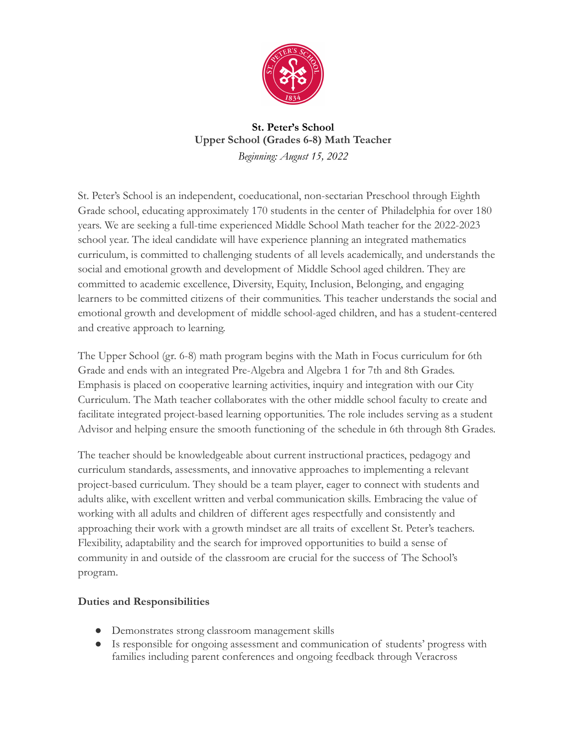**St. Peter's School**
**Upper School (Grades 6-8) Math Teacher**

*Beginning: August 15, 2022*

St. Peter's School is an independent, coeducational, non-sectarian Preschool through Eighth Grade school, educating approximately 170 students in the center of Philadelphia for over 180 years. We are seeking a full-time experienced Middle School Math teacher for the 2022-2023 school year. The ideal candidate will have experience planning an integrated mathematics curriculum, is committed to challenging students of all levels academically, and understands the social and emotional growth and development of Middle School aged children. They are committed to academic excellence, Diversity, Equity, Inclusion, Belonging, and engaging learners to be committed citizens of their communities. This teacher understands the social and emotional growth and development of middle school-aged children, and has a student-centered and creative approach to learning.

The Upper School (gr. 6-8) math program begins with the Math in Focus curriculum for 6th Grade and ends with an integrated Pre-Algebra and Algebra 1 for 7th and 8th Grades. Emphasis is placed on cooperative learning activities, inquiry and integration with our City Curriculum. The Math teacher collaborates with the other middle school faculty to create and facilitate integrated project-based learning opportunities. The role includes serving as a student Advisor and helping ensure the smooth functioning of the schedule in 6th through 8th Grades.

The teacher should be knowledgeable about current instructional practices, pedagogy and curriculum standards, assessments, and innovative approaches to implementing a relevant project-based curriculum. They should be a team player, eager to connect with students and adults alike, with excellent written and verbal communication skills. Embracing the value of working with all adults and children of different ages respectfully and consistently and approaching their work with a growth mindset are all traits of excellent St. Peter's teachers. Flexibility, adaptability and the search for improved opportunities to build a sense of community in and outside of the classroom are crucial for the success of The School's program.

## Duties and Responsibilities

- Demonstrates strong classroom management skills
- Is responsible for ongoing assessment and communication of students' progress with families including parent conferences and ongoing feedback through Veracross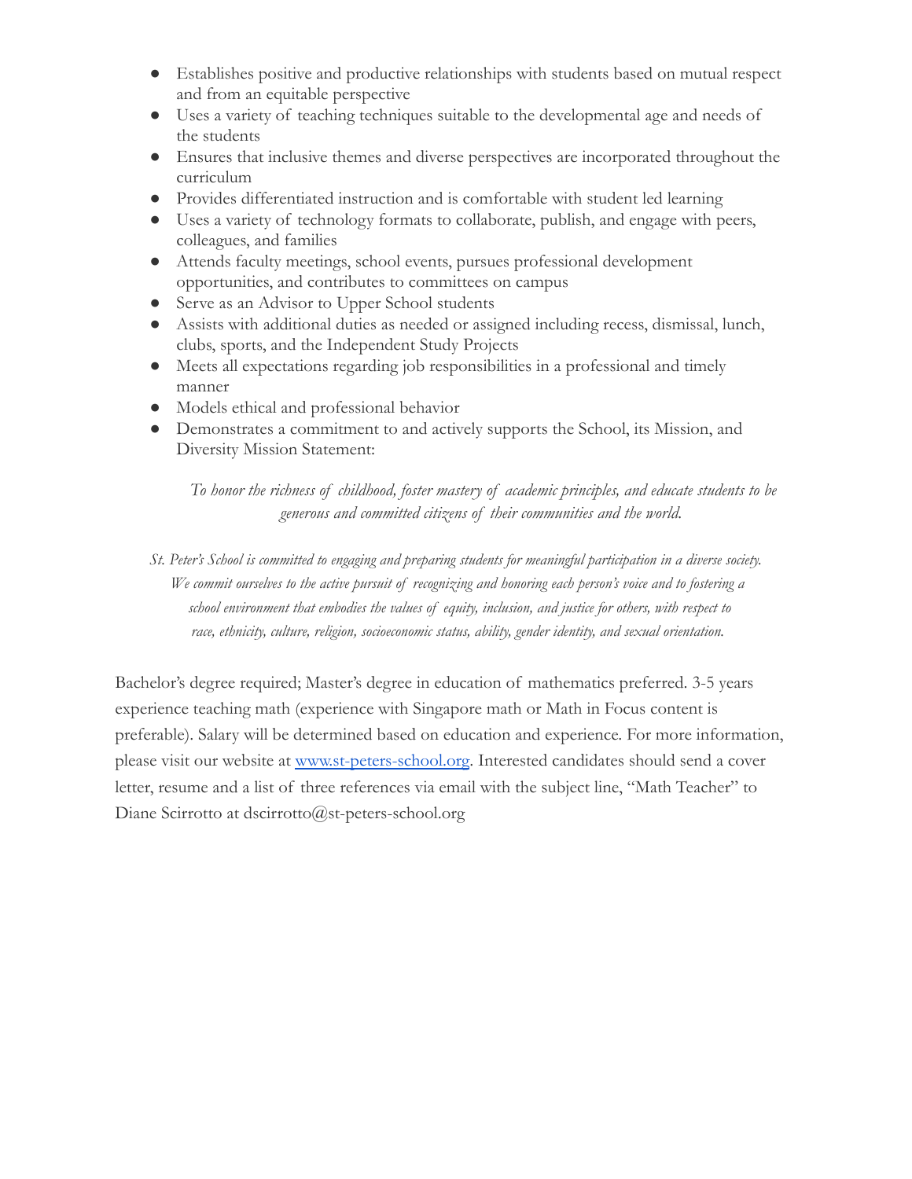- Establishes positive and productive relationships with students based on mutual respect and from an equitable perspective
- Uses a variety of teaching techniques suitable to the developmental age and needs of the students
- Ensures that inclusive themes and diverse perspectives are incorporated throughout the curriculum
- Provides differentiated instruction and is comfortable with student led learning
- Uses a variety of technology formats to collaborate, publish, and engage with peers, colleagues, and families
- Attends faculty meetings, school events, pursues professional development opportunities, and contributes to committees on campus
- Serve as an Advisor to Upper School students
- Assists with additional duties as needed or assigned including recess, dismissal, lunch, clubs, sports, and the Independent Study Projects
- Meets all expectations regarding job responsibilities in a professional and timely manner
- Models ethical and professional behavior
- Demonstrates a commitment to and actively supports the School, its Mission, and Diversity Mission Statement:

*To honor the richness of childhood, foster mastery of academic principles, and educate students to be generous and committed citizens of their communities and the world.*

*St. Peter's School is committed to engaging and preparing students for meaningful participation in a diverse society. We commit ourselves to the active pursuit of recognizing and honoring each person's voice and to fostering a school environment that embodies the values of equity, inclusion, and justice for others, with respect to race, ethnicity, culture, religion, socioeconomic status, ability, gender identity, and sexual orientation.*

Bachelor's degree required; Master's degree in education of mathematics preferred. 3-5 years experience teaching math (experience with Singapore math or Math in Focus content is preferable). Salary will be determined based on education and experience. For more information, please visit our website at [www.st-peters-school.org](http://www.st-peters-school.org). Interested candidates should send a cover letter, resume and a list of three references via email with the subject line, "Math Teacher" to Diane Scirrotto at dscirrotto@st-peters-school.org